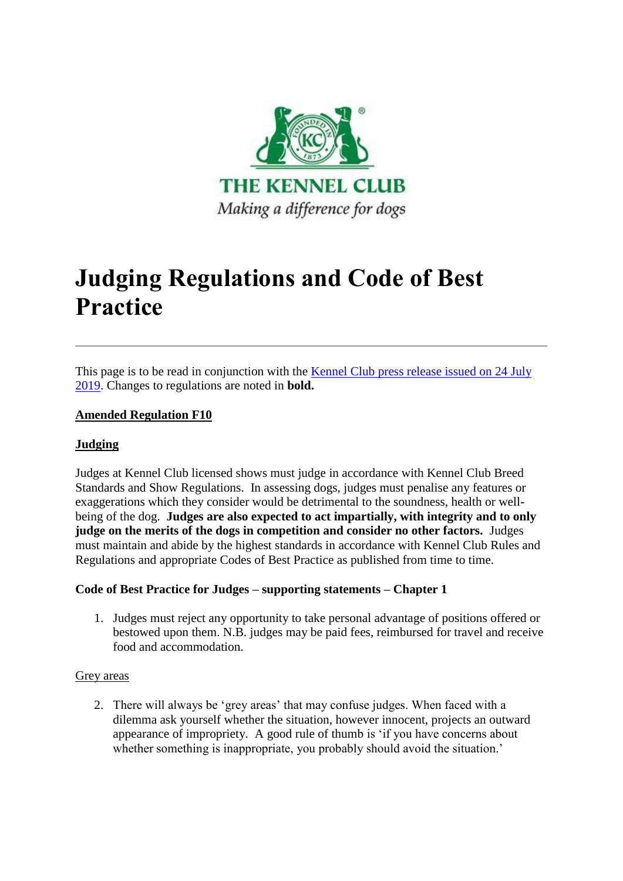THE KENNEL CLUB

*Making a difference for dogs*

# Judging Regulations and Code of Best Practice

---

This page is to be read in conjunction with the [Kennel Club press release issued on 24 July 2019](). Changes to regulations are noted in **bold.**

**Amended Regulation F10**

**Judging**

Judges at Kennel Club licensed shows must judge in accordance with Kennel Club Breed Standards and Show Regulations. In assessing dogs, judges must penalise any features or exaggerations which they consider would be detrimental to the soundness, health or well-being of the dog. **Judges are also expected to act impartially, with integrity and to only judge on the merits of the dogs in competition and consider no other factors.** Judges must maintain and abide by the highest standards in accordance with Kennel Club Rules and Regulations and appropriate Codes of Best Practice as published from time to time.

**Code of Best Practice for Judges – supporting statements – Chapter 1**

1. Judges must reject any opportunity to take personal advantage of positions offered or bestowed upon them. N.B. judges may be paid fees, reimbursed for travel and receive food and accommodation.

Grey areas

2. There will always be 'grey areas' that may confuse judges. When faced with a dilemma ask yourself whether the situation, however innocent, projects an outward appearance of impropriety. A good rule of thumb is 'if you have concerns about whether something is inappropriate, you probably should avoid the situation.'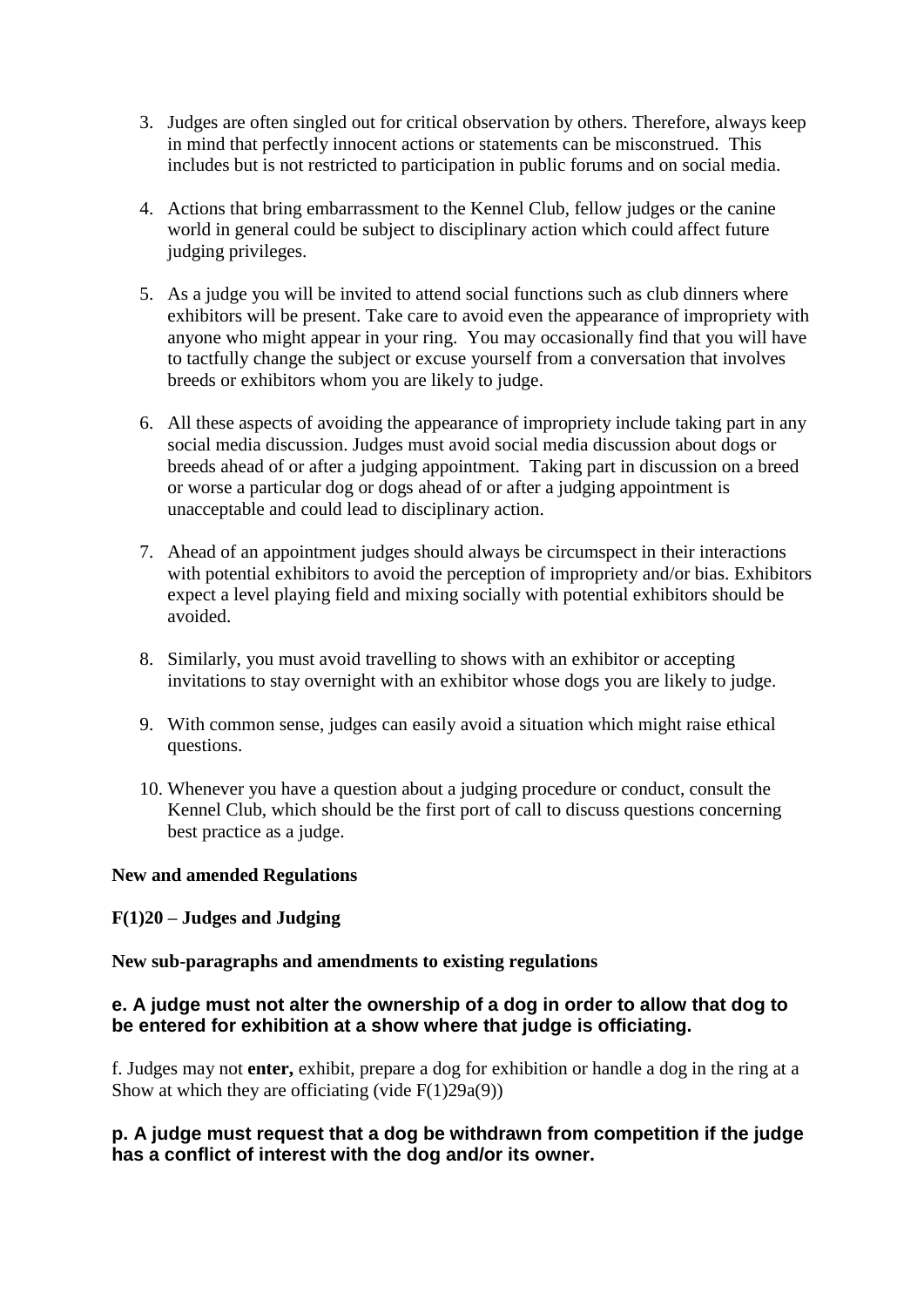3. Judges are often singled out for critical observation by others. Therefore, always keep in mind that perfectly innocent actions or statements can be misconstrued. This includes but is not restricted to participation in public forums and on social media.

4. Actions that bring embarrassment to the Kennel Club, fellow judges or the canine world in general could be subject to disciplinary action which could affect future judging privileges.

5. As a judge you will be invited to attend social functions such as club dinners where exhibitors will be present. Take care to avoid even the appearance of impropriety with anyone who might appear in your ring. You may occasionally find that you will have to tactfully change the subject or excuse yourself from a conversation that involves breeds or exhibitors whom you are likely to judge.

6. All these aspects of avoiding the appearance of impropriety include taking part in any social media discussion. Judges must avoid social media discussion about dogs or breeds ahead of or after a judging appointment. Taking part in discussion on a breed or worse a particular dog or dogs ahead of or after a judging appointment is unacceptable and could lead to disciplinary action.

7. Ahead of an appointment judges should always be circumspect in their interactions with potential exhibitors to avoid the perception of impropriety and/or bias. Exhibitors expect a level playing field and mixing socially with potential exhibitors should be avoided.

8. Similarly, you must avoid travelling to shows with an exhibitor or accepting invitations to stay overnight with an exhibitor whose dogs you are likely to judge.

9. With common sense, judges can easily avoid a situation which might raise ethical questions.

10. Whenever you have a question about a judging procedure or conduct, consult the Kennel Club, which should be the first port of call to discuss questions concerning best practice as a judge.

**New and amended Regulations**

**F(1)20 – Judges and Judging**

**New sub-paragraphs and amendments to existing regulations**

**e. A judge must not alter the ownership of a dog in order to allow that dog to be entered for exhibition at a show where that judge is officiating.**

f. Judges may not **enter,** exhibit, prepare a dog for exhibition or handle a dog in the ring at a Show at which they are officiating (vide F(1)29a(9))

**p. A judge must request that a dog be withdrawn from competition if the judge has a conflict of interest with the dog and/or its owner.**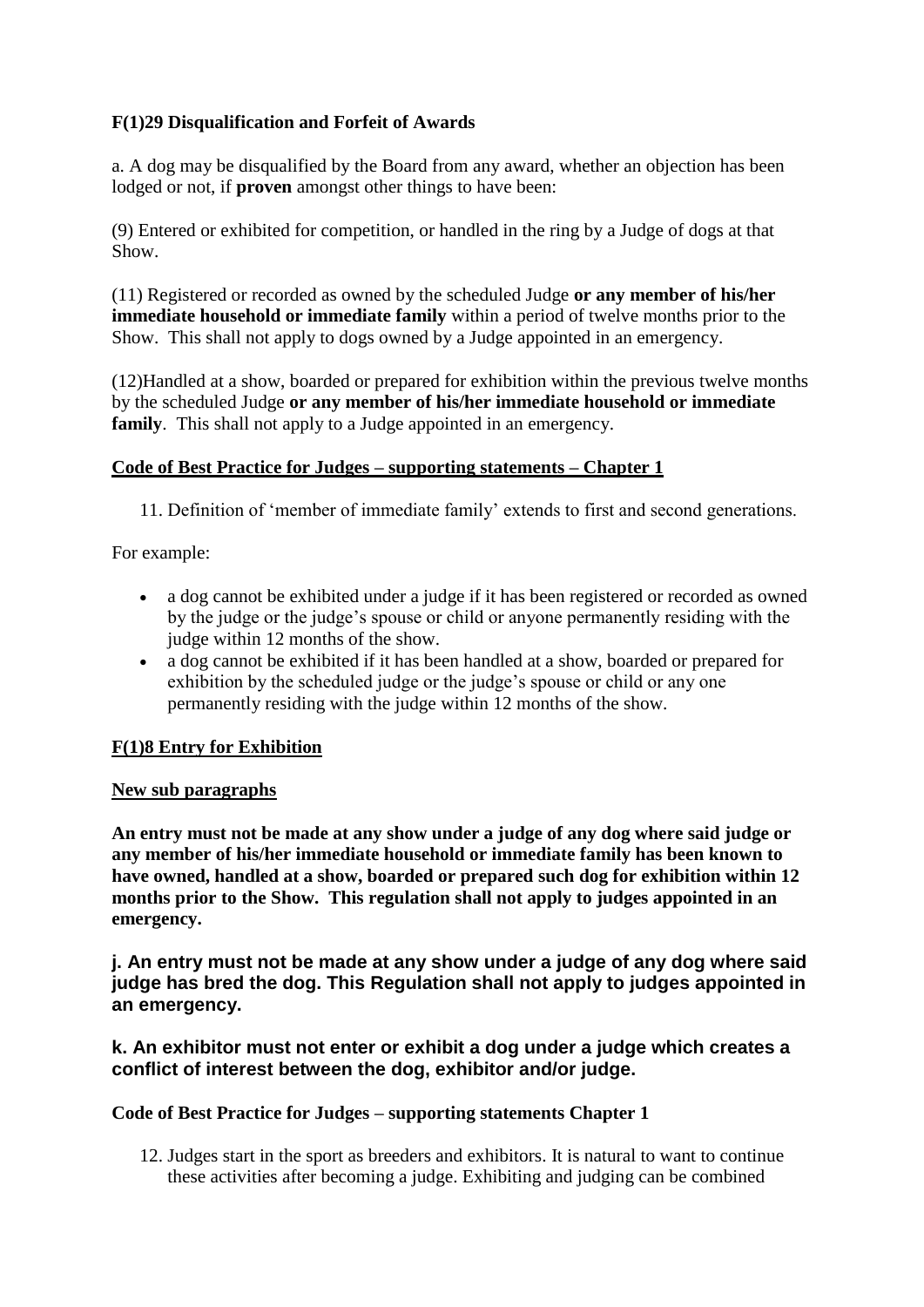**F(1)29 Disqualification and Forfeit of Awards**

a. A dog may be disqualified by the Board from any award, whether an objection has been lodged or not, if **proven** amongst other things to have been:

(9) Entered or exhibited for competition, or handled in the ring by a Judge of dogs at that Show.

(11) Registered or recorded as owned by the scheduled Judge **or any member of his/her immediate household or immediate family** within a period of twelve months prior to the Show. This shall not apply to dogs owned by a Judge appointed in an emergency.

(12)Handled at a show, boarded or prepared for exhibition within the previous twelve months by the scheduled Judge **or any member of his/her immediate household or immediate family**. This shall not apply to a Judge appointed in an emergency.

**Code of Best Practice for Judges – supporting statements – Chapter 1**

11. Definition of 'member of immediate family' extends to first and second generations.

For example:

- a dog cannot be exhibited under a judge if it has been registered or recorded as owned by the judge or the judge's spouse or child or anyone permanently residing with the judge within 12 months of the show.
- a dog cannot be exhibited if it has been handled at a show, boarded or prepared for exhibition by the scheduled judge or the judge's spouse or child or any one permanently residing with the judge within 12 months of the show.

**F(1)8 Entry for Exhibition**

**New sub paragraphs**

**An entry must not be made at any show under a judge of any dog where said judge or any member of his/her immediate household or immediate family has been known to have owned, handled at a show, boarded or prepared such dog for exhibition within 12 months prior to the Show. This regulation shall not apply to judges appointed in an emergency.**

**j. An entry must not be made at any show under a judge of any dog where said judge has bred the dog. This Regulation shall not apply to judges appointed in an emergency.**

**k. An exhibitor must not enter or exhibit a dog under a judge which creates a conflict of interest between the dog, exhibitor and/or judge.**

**Code of Best Practice for Judges – supporting statements Chapter 1**

12. Judges start in the sport as breeders and exhibitors. It is natural to want to continue these activities after becoming a judge. Exhibiting and judging can be combined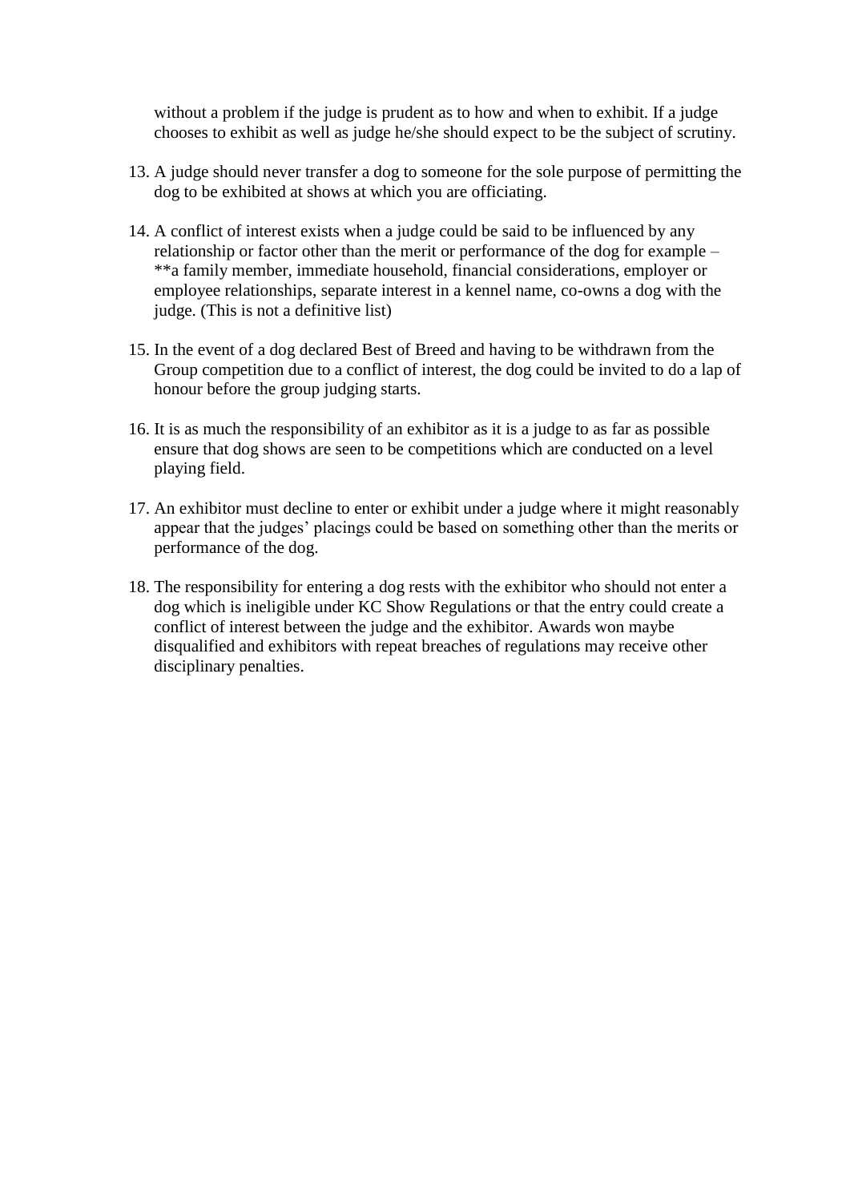without a problem if the judge is prudent as to how and when to exhibit. If a judge chooses to exhibit as well as judge he/she should expect to be the subject of scrutiny.

13. A judge should never transfer a dog to someone for the sole purpose of permitting the dog to be exhibited at shows at which you are officiating.

14. A conflict of interest exists when a judge could be said to be influenced by any relationship or factor other than the merit or performance of the dog for example – **a family member, immediate household, financial considerations, employer or employee relationships, separate interest in a kennel name, co-owns a dog with the judge. (This is not a definitive list)

15. In the event of a dog declared Best of Breed and having to be withdrawn from the Group competition due to a conflict of interest, the dog could be invited to do a lap of honour before the group judging starts.

16. It is as much the responsibility of an exhibitor as it is a judge to as far as possible ensure that dog shows are seen to be competitions which are conducted on a level playing field.

17. An exhibitor must decline to enter or exhibit under a judge where it might reasonably appear that the judges' placings could be based on something other than the merits or performance of the dog.

18. The responsibility for entering a dog rests with the exhibitor who should not enter a dog which is ineligible under KC Show Regulations or that the entry could create a conflict of interest between the judge and the exhibitor. Awards won maybe disqualified and exhibitors with repeat breaches of regulations may receive other disciplinary penalties.